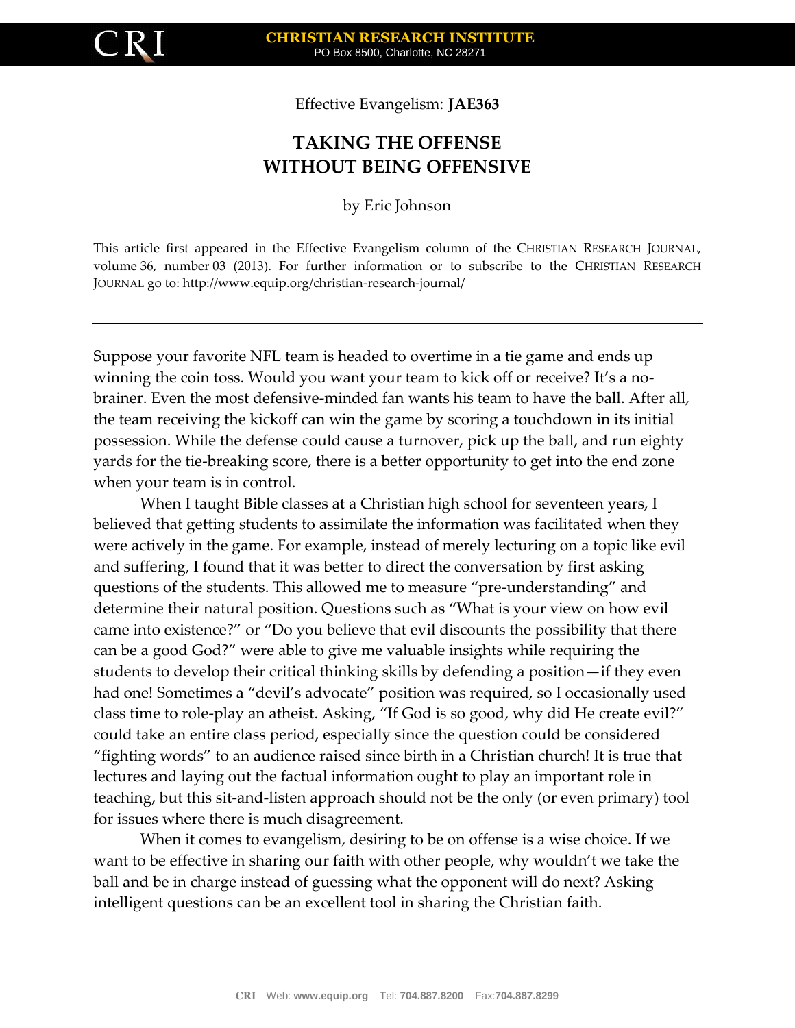Effective Evangelism: **JAE363**

# TAKING THE OFFENSE WITHOUT BEING OFFENSIVE

by Eric Johnson

This article first appeared in the Effective Evangelism column of the CHRISTIAN RESEARCH JOURNAL, volume 36, number 03 (2013). For further information or to subscribe to the CHRISTIAN RESEARCH JOURNAL go to: http://www.equip.org/christian-research-journal/

---

Suppose your favorite NFL team is headed to overtime in a tie game and ends up winning the coin toss. Would you want your team to kick off or receive? It's a no-brainer. Even the most defensive-minded fan wants his team to have the ball. After all, the team receiving the kickoff can win the game by scoring a touchdown in its initial possession. While the defense could cause a turnover, pick up the ball, and run eighty yards for the tie-breaking score, there is a better opportunity to get into the end zone when your team is in control.

When I taught Bible classes at a Christian high school for seventeen years, I believed that getting students to assimilate the information was facilitated when they were actively in the game. For example, instead of merely lecturing on a topic like evil and suffering, I found that it was better to direct the conversation by first asking questions of the students. This allowed me to measure "pre-understanding" and determine their natural position. Questions such as "What is your view on how evil came into existence?" or "Do you believe that evil discounts the possibility that there can be a good God?" were able to give me valuable insights while requiring the students to develop their critical thinking skills by defending a position—if they even had one! Sometimes a "devil's advocate" position was required, so I occasionally used class time to role-play an atheist. Asking, "If God is so good, why did He create evil?" could take an entire class period, especially since the question could be considered "fighting words" to an audience raised since birth in a Christian church! It is true that lectures and laying out the factual information ought to play an important role in teaching, but this sit-and-listen approach should not be the only (or even primary) tool for issues where there is much disagreement.

When it comes to evangelism, desiring to be on offense is a wise choice. If we want to be effective in sharing our faith with other people, why wouldn't we take the ball and be in charge instead of guessing what the opponent will do next? Asking intelligent questions can be an excellent tool in sharing the Christian faith.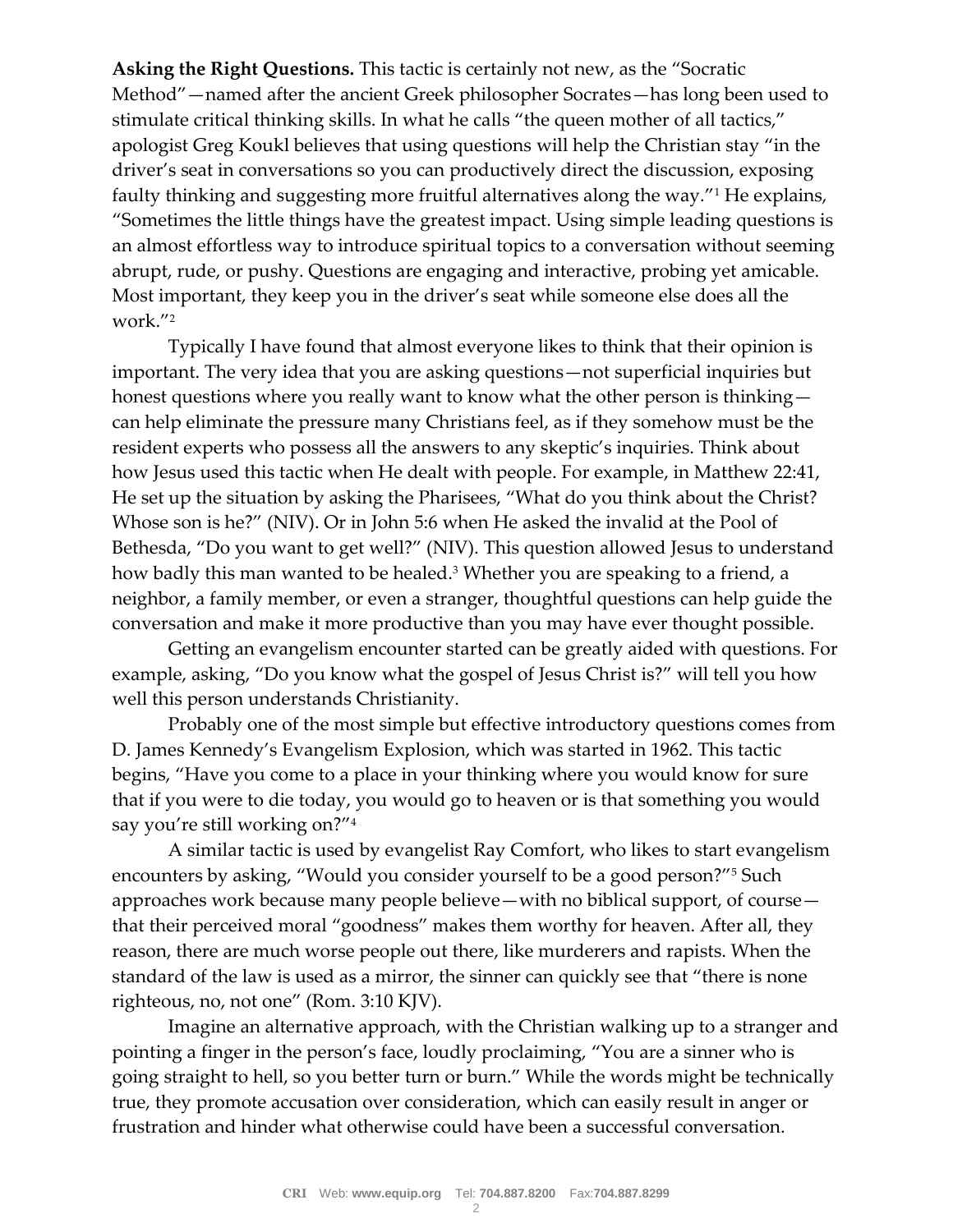**Asking the Right Questions.** This tactic is certainly not new, as the "Socratic Method"—named after the ancient Greek philosopher Socrates—has long been used to stimulate critical thinking skills. In what he calls "the queen mother of all tactics," apologist Greg Koukl believes that using questions will help the Christian stay "in the driver's seat in conversations so you can productively direct the discussion, exposing faulty thinking and suggesting more fruitful alternatives along the way."[1] He explains, "Sometimes the little things have the greatest impact. Using simple leading questions is an almost effortless way to introduce spiritual topics to a conversation without seeming abrupt, rude, or pushy. Questions are engaging and interactive, probing yet amicable. Most important, they keep you in the driver's seat while someone else does all the work."[2]

Typically I have found that almost everyone likes to think that their opinion is important. The very idea that you are asking questions—not superficial inquiries but honest questions where you really want to know what the other person is thinking—can help eliminate the pressure many Christians feel, as if they somehow must be the resident experts who possess all the answers to any skeptic's inquiries. Think about how Jesus used this tactic when He dealt with people. For example, in Matthew 22:41, He set up the situation by asking the Pharisees, "What do you think about the Christ? Whose son is he?" (NIV). Or in John 5:6 when He asked the invalid at the Pool of Bethesda, "Do you want to get well?" (NIV). This question allowed Jesus to understand how badly this man wanted to be healed.[3] Whether you are speaking to a friend, a neighbor, a family member, or even a stranger, thoughtful questions can help guide the conversation and make it more productive than you may have ever thought possible.

Getting an evangelism encounter started can be greatly aided with questions. For example, asking, "Do you know what the gospel of Jesus Christ is?" will tell you how well this person understands Christianity.

Probably one of the most simple but effective introductory questions comes from D. James Kennedy's Evangelism Explosion, which was started in 1962. This tactic begins, "Have you come to a place in your thinking where you would know for sure that if you were to die today, you would go to heaven or is that something you would say you're still working on?"[4]

A similar tactic is used by evangelist Ray Comfort, who likes to start evangelism encounters by asking, "Would you consider yourself to be a good person?"[5] Such approaches work because many people believe—with no biblical support, of course—that their perceived moral "goodness" makes them worthy for heaven. After all, they reason, there are much worse people out there, like murderers and rapists. When the standard of the law is used as a mirror, the sinner can quickly see that "there is none righteous, no, not one" (Rom. 3:10 KJV).

Imagine an alternative approach, with the Christian walking up to a stranger and pointing a finger in the person's face, loudly proclaiming, "You are a sinner who is going straight to hell, so you better turn or burn." While the words might be technically true, they promote accusation over consideration, which can easily result in anger or frustration and hinder what otherwise could have been a successful conversation.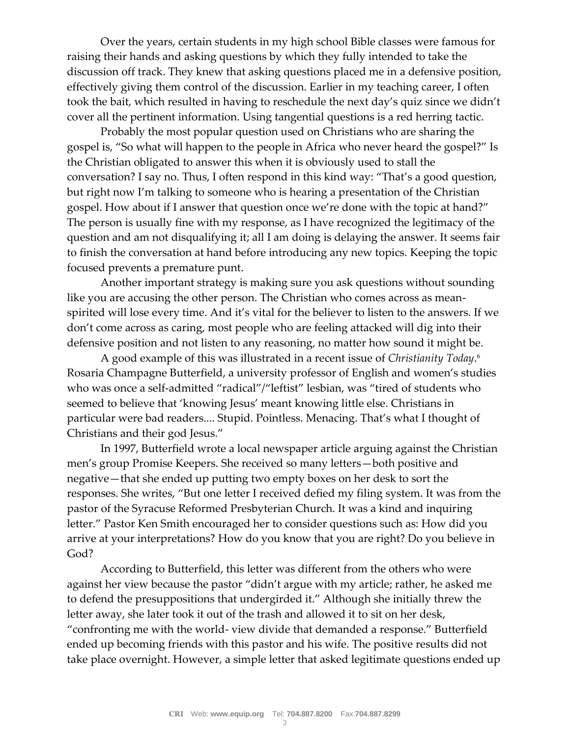Over the years, certain students in my high school Bible classes were famous for raising their hands and asking questions by which they fully intended to take the discussion off track. They knew that asking questions placed me in a defensive position, effectively giving them control of the discussion. Earlier in my teaching career, I often took the bait, which resulted in having to reschedule the next day's quiz since we didn't cover all the pertinent information. Using tangential questions is a red herring tactic.

Probably the most popular question used on Christians who are sharing the gospel is, "So what will happen to the people in Africa who never heard the gospel?" Is the Christian obligated to answer this when it is obviously used to stall the conversation? I say no. Thus, I often respond in this kind way: "That's a good question, but right now I'm talking to someone who is hearing a presentation of the Christian gospel. How about if I answer that question once we're done with the topic at hand?" The person is usually fine with my response, as I have recognized the legitimacy of the question and am not disqualifying it; all I am doing is delaying the answer. It seems fair to finish the conversation at hand before introducing any new topics. Keeping the topic focused prevents a premature punt.

Another important strategy is making sure you ask questions without sounding like you are accusing the other person. The Christian who comes across as mean-spirited will lose every time. And it's vital for the believer to listen to the answers. If we don't come across as caring, most people who are feeling attacked will dig into their defensive position and not listen to any reasoning, no matter how sound it might be.

A good example of this was illustrated in a recent issue of *Christianity Today*.[6] Rosaria Champagne Butterfield, a university professor of English and women's studies who was once a self-admitted "radical"/"leftist" lesbian, was "tired of students who seemed to believe that 'knowing Jesus' meant knowing little else. Christians in particular were bad readers.... Stupid. Pointless. Menacing. That's what I thought of Christians and their god Jesus."

In 1997, Butterfield wrote a local newspaper article arguing against the Christian men's group Promise Keepers. She received so many letters—both positive and negative—that she ended up putting two empty boxes on her desk to sort the responses. She writes, "But one letter I received defied my filing system. It was from the pastor of the Syracuse Reformed Presbyterian Church. It was a kind and inquiring letter." Pastor Ken Smith encouraged her to consider questions such as: How did you arrive at your interpretations? How do you know that you are right? Do you believe in God?

According to Butterfield, this letter was different from the others who were against her view because the pastor "didn't argue with my article; rather, he asked me to defend the presuppositions that undergirded it." Although she initially threw the letter away, she later took it out of the trash and allowed it to sit on her desk, "confronting me with the world- view divide that demanded a response." Butterfield ended up becoming friends with this pastor and his wife. The positive results did not take place overnight. However, a simple letter that asked legitimate questions ended up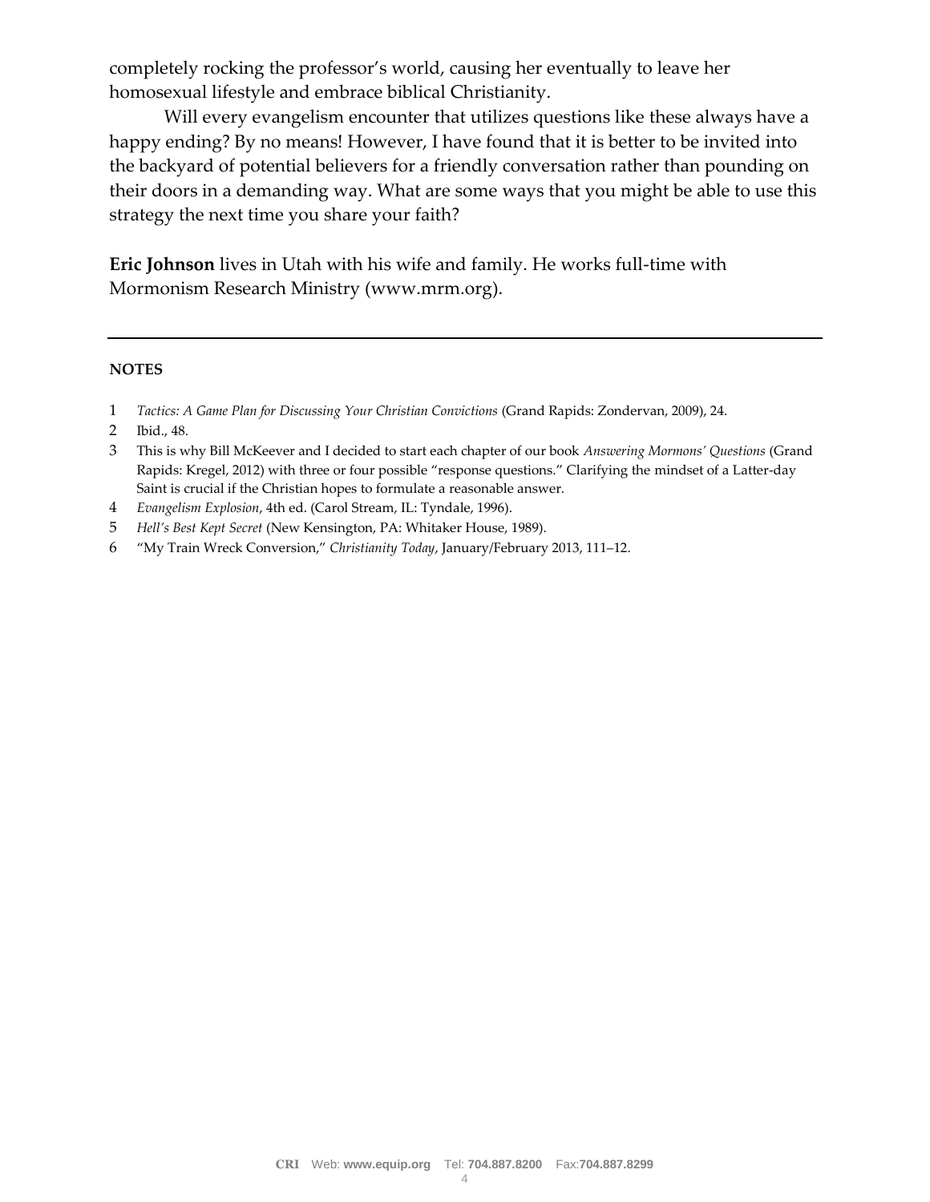completely rocking the professor's world, causing her eventually to leave her homosexual lifestyle and embrace biblical Christianity.

Will every evangelism encounter that utilizes questions like these always have a happy ending? By no means! However, I have found that it is better to be invited into the backyard of potential believers for a friendly conversation rather than pounding on their doors in a demanding way. What are some ways that you might be able to use this strategy the next time you share your faith?

**Eric Johnson** lives in Utah with his wife and family. He works full-time with Mormonism Research Ministry (www.mrm.org).

---

**NOTES**

1 *Tactics: A Game Plan for Discussing Your Christian Convictions* (Grand Rapids: Zondervan, 2009), 24.

2 Ibid., 48.

3 This is why Bill McKeever and I decided to start each chapter of our book *Answering Mormons' Questions* (Grand Rapids: Kregel, 2012) with three or four possible "response questions." Clarifying the mindset of a Latter-day Saint is crucial if the Christian hopes to formulate a reasonable answer.

4 *Evangelism Explosion*, 4th ed. (Carol Stream, IL: Tyndale, 1996).

5 *Hell's Best Kept Secret* (New Kensington, PA: Whitaker House, 1989).

6 "My Train Wreck Conversion," *Christianity Today*, January/February 2013, 111–12.

**CRI** Web: **www.equip.org** Tel: **704.887.8200** Fax:**704.887.8299**